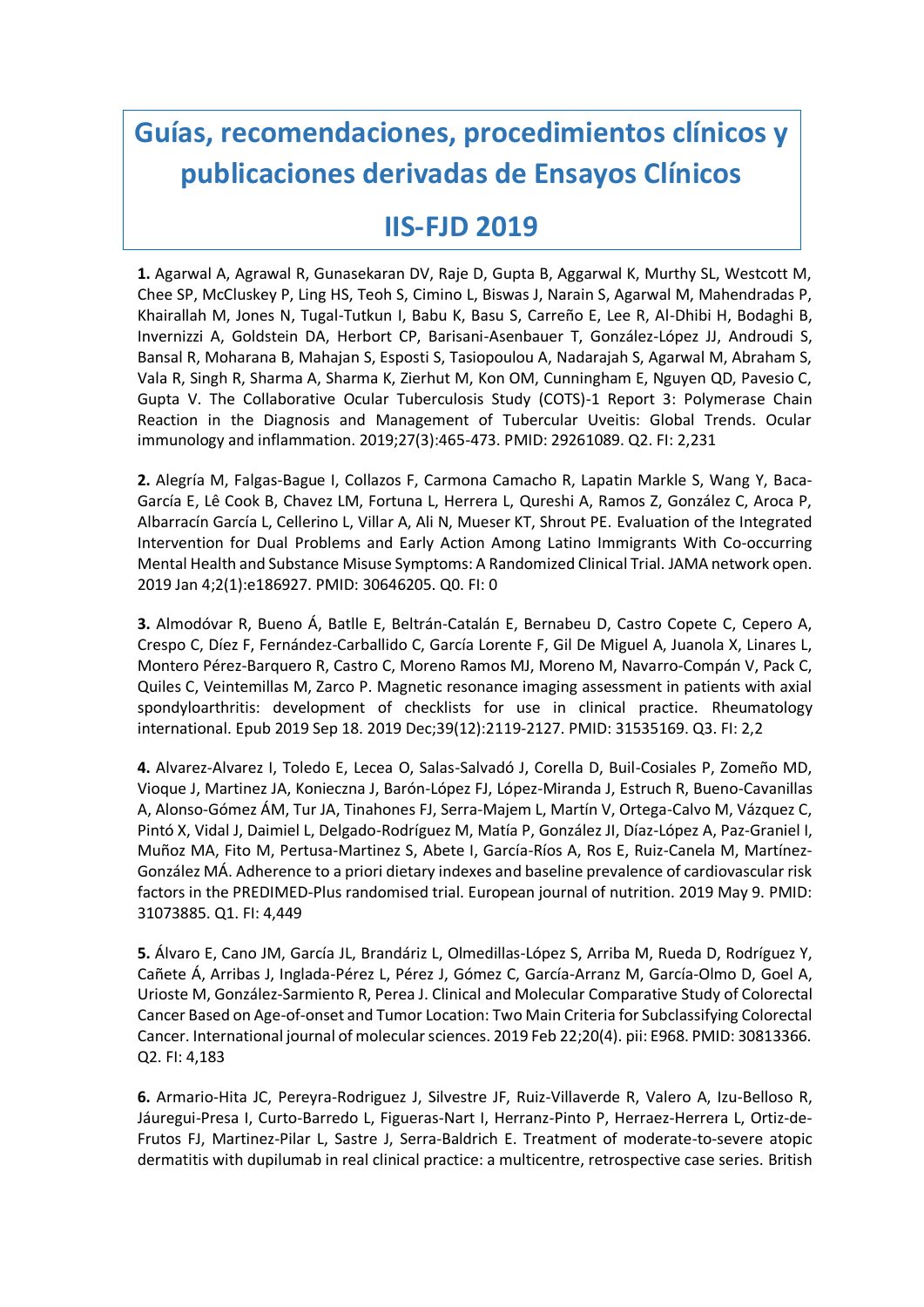# Guías, recomendaciones, procedimientos clínicos y publicaciones derivadas de Ensayos Clínicos

# IIS-FJD 2019

**1.** Agarwal A, Agrawal R, Gunasekaran DV, Raje D, Gupta B, Aggarwal K, Murthy SL, Westcott M, Chee SP, McCluskey P, Ling HS, Teoh S, Cimino L, Biswas J, Narain S, Agarwal M, Mahendradas P, Khairallah M, Jones N, Tugal-Tutkun I, Babu K, Basu S, Carreño E, Lee R, Al-Dhibi H, Bodaghi B, Invernizzi A, Goldstein DA, Herbort CP, Barisani-Asenbauer T, González-López JJ, Androudi S, Bansal R, Moharana B, Mahajan S, Esposti S, Tasiopoulou A, Nadarajah S, Agarwal M, Abraham S, Vala R, Singh R, Sharma A, Sharma K, Zierhut M, Kon OM, Cunningham E, Nguyen QD, Pavesio C, Gupta V. The Collaborative Ocular Tuberculosis Study (COTS)-1 Report 3: Polymerase Chain Reaction in the Diagnosis and Management of Tubercular Uveitis: Global Trends. Ocular immunology and inflammation. 2019;27(3):465-473. PMID: 29261089. Q2. FI: 2,231

**2.** Alegría M, Falgas-Bague I, Collazos F, Carmona Camacho R, Lapatin Markle S, Wang Y, Baca-García E, Lê Cook B, Chavez LM, Fortuna L, Herrera L, Qureshi A, Ramos Z, González C, Aroca P, Albarracín García L, Cellerino L, Villar A, Ali N, Mueser KT, Shrout PE. Evaluation of the Integrated Intervention for Dual Problems and Early Action Among Latino Immigrants With Co-occurring Mental Health and Substance Misuse Symptoms: A Randomized Clinical Trial. JAMA network open. 2019 Jan 4;2(1):e186927. PMID: 30646205. Q0. FI: 0

**3.** Almodóvar R, Bueno Á, Batlle E, Beltrán-Catalán E, Bernabeu D, Castro Copete C, Cepero A, Crespo C, Díez F, Fernández-Carballido C, García Lorente F, Gil De Miguel A, Juanola X, Linares L, Montero Pérez-Barquero R, Castro C, Moreno Ramos MJ, Moreno M, Navarro-Compán V, Pack C, Quiles C, Veintemillas M, Zarco P. Magnetic resonance imaging assessment in patients with axial spondyloarthritis: development of checklists for use in clinical practice. Rheumatology international. Epub 2019 Sep 18. 2019 Dec;39(12):2119-2127. PMID: 31535169. Q3. FI: 2,2

**4.** Alvarez-Alvarez I, Toledo E, Lecea O, Salas-Salvadó J, Corella D, Buil-Cosiales P, Zomeño MD, Vioque J, Martinez JA, Konieczna J, Barón-López FJ, López-Miranda J, Estruch R, Bueno-Cavanillas A, Alonso-Gómez ÁM, Tur JA, Tinahones FJ, Serra-Majem L, Martín V, Ortega-Calvo M, Vázquez C, Pintó X, Vidal J, Daimiel L, Delgado-Rodríguez M, Matía P, González JI, Díaz-López A, Paz-Graniel I, Muñoz MA, Fito M, Pertusa-Martinez S, Abete I, García-Ríos A, Ros E, Ruiz-Canela M, Martínez-González MÁ. Adherence to a priori dietary indexes and baseline prevalence of cardiovascular risk factors in the PREDIMED-Plus randomised trial. European journal of nutrition. 2019 May 9. PMID: 31073885. Q1. FI: 4,449

**5.** Álvaro E, Cano JM, García JL, Brandáriz L, Olmedillas-López S, Arriba M, Rueda D, Rodríguez Y, Cañete Á, Arribas J, Inglada-Pérez L, Pérez J, Gómez C, García-Arranz M, García-Olmo D, Goel A, Urioste M, González-Sarmiento R, Perea J. Clinical and Molecular Comparative Study of Colorectal Cancer Based on Age-of-onset and Tumor Location: Two Main Criteria for Subclassifying Colorectal Cancer. International journal of molecular sciences. 2019 Feb 22;20(4). pii: E968. PMID: 30813366. Q2. FI: 4,183

**6.** Armario-Hita JC, Pereyra-Rodriguez J, Silvestre JF, Ruiz-Villaverde R, Valero A, Izu-Belloso R, Jáuregui-Presa I, Curto-Barredo L, Figueras-Nart I, Herranz-Pinto P, Herraez-Herrera L, Ortiz-de-Frutos FJ, Martinez-Pilar L, Sastre J, Serra-Baldrich E. Treatment of moderate-to-severe atopic dermatitis with dupilumab in real clinical practice: a multicentre, retrospective case series. British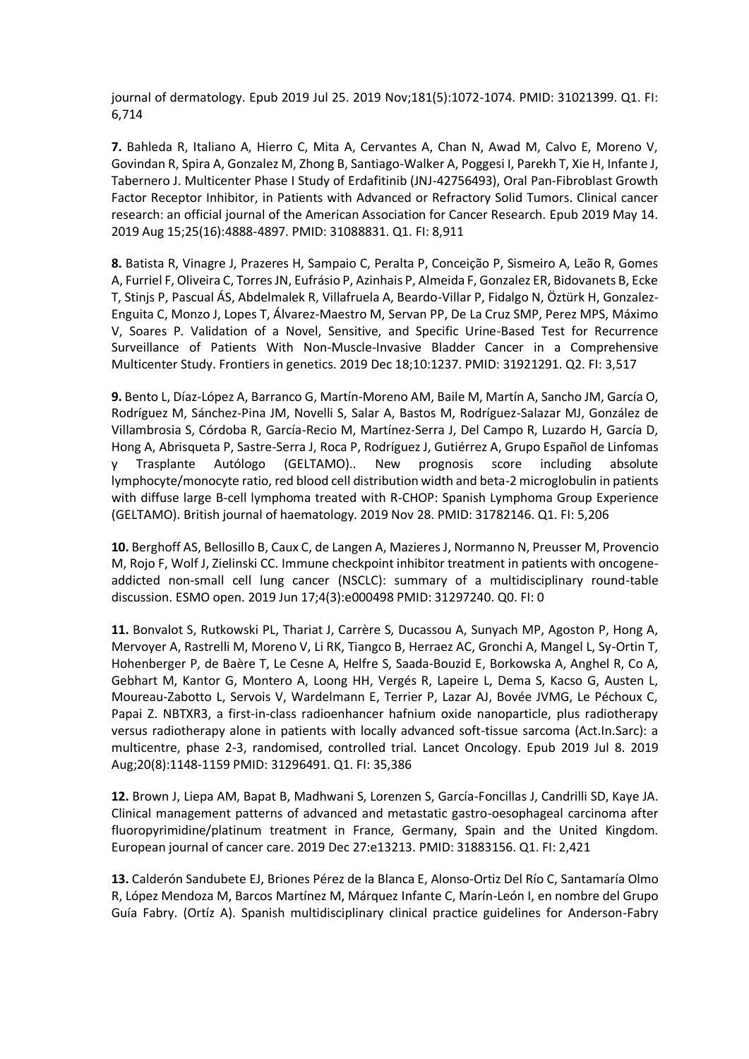journal of dermatology. Epub 2019 Jul 25. 2019 Nov;181(5):1072-1074. PMID: 31021399. Q1. FI: 6,714

**7.** Bahleda R, Italiano A, Hierro C, Mita A, Cervantes A, Chan N, Awad M, Calvo E, Moreno V, Govindan R, Spira A, Gonzalez M, Zhong B, Santiago-Walker A, Poggesi I, Parekh T, Xie H, Infante J, Tabernero J. Multicenter Phase I Study of Erdafitinib (JNJ-42756493), Oral Pan-Fibroblast Growth Factor Receptor Inhibitor, in Patients with Advanced or Refractory Solid Tumors. Clinical cancer research: an official journal of the American Association for Cancer Research. Epub 2019 May 14. 2019 Aug 15;25(16):4888-4897. PMID: 31088831. Q1. FI: 8,911

**8.** Batista R, Vinagre J, Prazeres H, Sampaio C, Peralta P, Conceição P, Sismeiro A, Leão R, Gomes A, Furriel F, Oliveira C, Torres JN, Eufrásio P, Azinhais P, Almeida F, Gonzalez ER, Bidovanets B, Ecke T, Stinjs P, Pascual ÁS, Abdelmalek R, Villafruela A, Beardo-Villar P, Fidalgo N, Öztürk H, Gonzalez-Enguita C, Monzo J, Lopes T, Álvarez-Maestro M, Servan PP, De La Cruz SMP, Perez MPS, Máximo V, Soares P. Validation of a Novel, Sensitive, and Specific Urine-Based Test for Recurrence Surveillance of Patients With Non-Muscle-Invasive Bladder Cancer in a Comprehensive Multicenter Study. Frontiers in genetics. 2019 Dec 18;10:1237. PMID: 31921291. Q2. FI: 3,517

**9.** Bento L, Díaz-López A, Barranco G, Martín-Moreno AM, Baile M, Martín A, Sancho JM, García O, Rodríguez M, Sánchez-Pina JM, Novelli S, Salar A, Bastos M, Rodríguez-Salazar MJ, González de Villambrosia S, Córdoba R, García-Recio M, Martínez-Serra J, Del Campo R, Luzardo H, García D, Hong A, Abrisqueta P, Sastre-Serra J, Roca P, Rodríguez J, Gutiérrez A, Grupo Español de Linfomas y Trasplante Autólogo (GELTAMO).. New prognosis score including absolute lymphocyte/monocyte ratio, red blood cell distribution width and beta-2 microglobulin in patients with diffuse large B-cell lymphoma treated with R-CHOP: Spanish Lymphoma Group Experience (GELTAMO). British journal of haematology. 2019 Nov 28. PMID: 31782146. Q1. FI: 5,206

**10.** Berghoff AS, Bellosillo B, Caux C, de Langen A, Mazieres J, Normanno N, Preusser M, Provencio M, Rojo F, Wolf J, Zielinski CC. Immune checkpoint inhibitor treatment in patients with oncogene-addicted non-small cell lung cancer (NSCLC): summary of a multidisciplinary round-table discussion. ESMO open. 2019 Jun 17;4(3):e000498 PMID: 31297240. Q0. FI: 0

**11.** Bonvalot S, Rutkowski PL, Thariat J, Carrère S, Ducassou A, Sunyach MP, Agoston P, Hong A, Mervoyer A, Rastrelli M, Moreno V, Li RK, Tiangco B, Herraez AC, Gronchi A, Mangel L, Sy-Ortin T, Hohenberger P, de Baère T, Le Cesne A, Helfre S, Saada-Bouzid E, Borkowska A, Anghel R, Co A, Gebhart M, Kantor G, Montero A, Loong HH, Vergés R, Lapeire L, Dema S, Kacso G, Austen L, Moureau-Zabotto L, Servois V, Wardelmann E, Terrier P, Lazar AJ, Bovée JVMG, Le Péchoux C, Papai Z. NBTXR3, a first-in-class radioenhancer hafnium oxide nanoparticle, plus radiotherapy versus radiotherapy alone in patients with locally advanced soft-tissue sarcoma (Act.In.Sarc): a multicentre, phase 2-3, randomised, controlled trial. Lancet Oncology. Epub 2019 Jul 8. 2019 Aug;20(8):1148-1159 PMID: 31296491. Q1. FI: 35,386

**12.** Brown J, Liepa AM, Bapat B, Madhwani S, Lorenzen S, García-Foncillas J, Candrilli SD, Kaye JA. Clinical management patterns of advanced and metastatic gastro-oesophageal carcinoma after fluoropyrimidine/platinum treatment in France, Germany, Spain and the United Kingdom. European journal of cancer care. 2019 Dec 27:e13213. PMID: 31883156. Q1. FI: 2,421

**13.** Calderón Sandubete EJ, Briones Pérez de la Blanca E, Alonso-Ortiz Del Río C, Santamaría Olmo R, López Mendoza M, Barcos Martínez M, Márquez Infante C, Marín-León I, en nombre del Grupo Guía Fabry. (Ortíz A). Spanish multidisciplinary clinical practice guidelines for Anderson-Fabry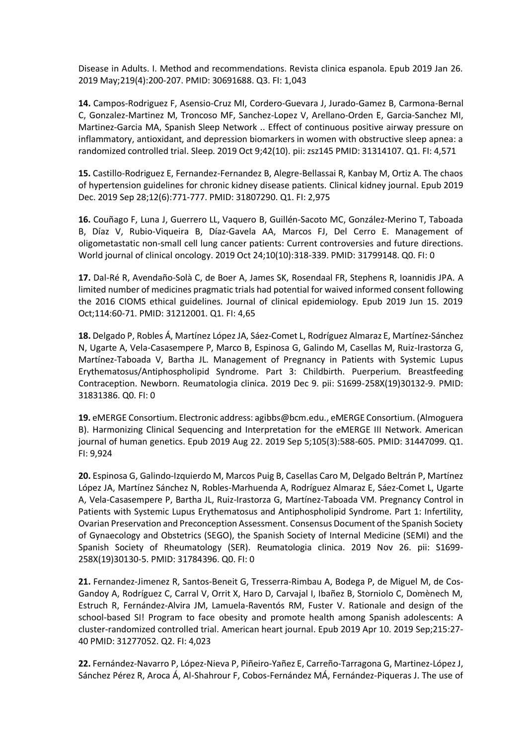Disease in Adults. I. Method and recommendations. Revista clinica espanola. Epub 2019 Jan 26. 2019 May;219(4):200-207. PMID: 30691688. Q3. FI: 1,043

**14.** Campos-Rodriguez F, Asensio-Cruz MI, Cordero-Guevara J, Jurado-Gamez B, Carmona-Bernal C, Gonzalez-Martinez M, Troncoso MF, Sanchez-Lopez V, Arellano-Orden E, Garcia-Sanchez MI, Martinez-Garcia MA, Spanish Sleep Network .. Effect of continuous positive airway pressure on inflammatory, antioxidant, and depression biomarkers in women with obstructive sleep apnea: a randomized controlled trial. Sleep. 2019 Oct 9;42(10). pii: zsz145 PMID: 31314107. Q1. FI: 4,571

**15.** Castillo-Rodriguez E, Fernandez-Fernandez B, Alegre-Bellassai R, Kanbay M, Ortiz A. The chaos of hypertension guidelines for chronic kidney disease patients. Clinical kidney journal. Epub 2019 Dec. 2019 Sep 28;12(6):771-777. PMID: 31807290. Q1. FI: 2,975

**16.** Couñago F, Luna J, Guerrero LL, Vaquero B, Guillén-Sacoto MC, González-Merino T, Taboada B, Díaz V, Rubio-Viqueira B, Díaz-Gavela AA, Marcos FJ, Del Cerro E. Management of oligometastatic non-small cell lung cancer patients: Current controversies and future directions. World journal of clinical oncology. 2019 Oct 24;10(10):318-339. PMID: 31799148. Q0. FI: 0

**17.** Dal-Ré R, Avendaño-Solà C, de Boer A, James SK, Rosendaal FR, Stephens R, Ioannidis JPA. A limited number of medicines pragmatic trials had potential for waived informed consent following the 2016 CIOMS ethical guidelines. Journal of clinical epidemiology. Epub 2019 Jun 15. 2019 Oct;114:60-71. PMID: 31212001. Q1. FI: 4,65

**18.** Delgado P, Robles Á, Martínez López JA, Sáez-Comet L, Rodríguez Almaraz E, Martínez-Sánchez N, Ugarte A, Vela-Casasempere P, Marco B, Espinosa G, Galindo M, Casellas M, Ruiz-Irastorza G, Martínez-Taboada V, Bartha JL. Management of Pregnancy in Patients with Systemic Lupus Erythematosus/Antiphospholipid Syndrome. Part 3: Childbirth. Puerperium. Breastfeeding Contraception. Newborn. Reumatologia clinica. 2019 Dec 9. pii: S1699-258X(19)30132-9. PMID: 31831386. Q0. FI: 0

**19.** eMERGE Consortium. Electronic address: agibbs@bcm.edu., eMERGE Consortium. (Almoguera B). Harmonizing Clinical Sequencing and Interpretation for the eMERGE III Network. American journal of human genetics. Epub 2019 Aug 22. 2019 Sep 5;105(3):588-605. PMID: 31447099. Q1. FI: 9,924

**20.** Espinosa G, Galindo-Izquierdo M, Marcos Puig B, Casellas Caro M, Delgado Beltrán P, Martínez López JA, Martínez Sánchez N, Robles-Marhuenda A, Rodríguez Almaraz E, Sáez-Comet L, Ugarte A, Vela-Casasempere P, Bartha JL, Ruiz-Irastorza G, Martínez-Taboada VM. Pregnancy Control in Patients with Systemic Lupus Erythematosus and Antiphospholipid Syndrome. Part 1: Infertility, Ovarian Preservation and Preconception Assessment. Consensus Document of the Spanish Society of Gynaecology and Obstetrics (SEGO), the Spanish Society of Internal Medicine (SEMI) and the Spanish Society of Rheumatology (SER). Reumatologia clinica. 2019 Nov 26. pii: S1699-258X(19)30130-5. PMID: 31784396. Q0. FI: 0

**21.** Fernandez-Jimenez R, Santos-Beneit G, Tresserra-Rimbau A, Bodega P, de Miguel M, de Cos-Gandoy A, Rodríguez C, Carral V, Orrit X, Haro D, Carvajal I, Ibañez B, Storniolo C, Domènech M, Estruch R, Fernández-Alvira JM, Lamuela-Raventós RM, Fuster V. Rationale and design of the school-based SI! Program to face obesity and promote health among Spanish adolescents: A cluster-randomized controlled trial. American heart journal. Epub 2019 Apr 10. 2019 Sep;215:27-40 PMID: 31277052. Q2. FI: 4,023

**22.** Fernández-Navarro P, López-Nieva P, Piñeiro-Yañez E, Carreño-Tarragona G, Martinez-López J, Sánchez Pérez R, Aroca Á, Al-Shahrour F, Cobos-Fernández MÁ, Fernández-Piqueras J. The use of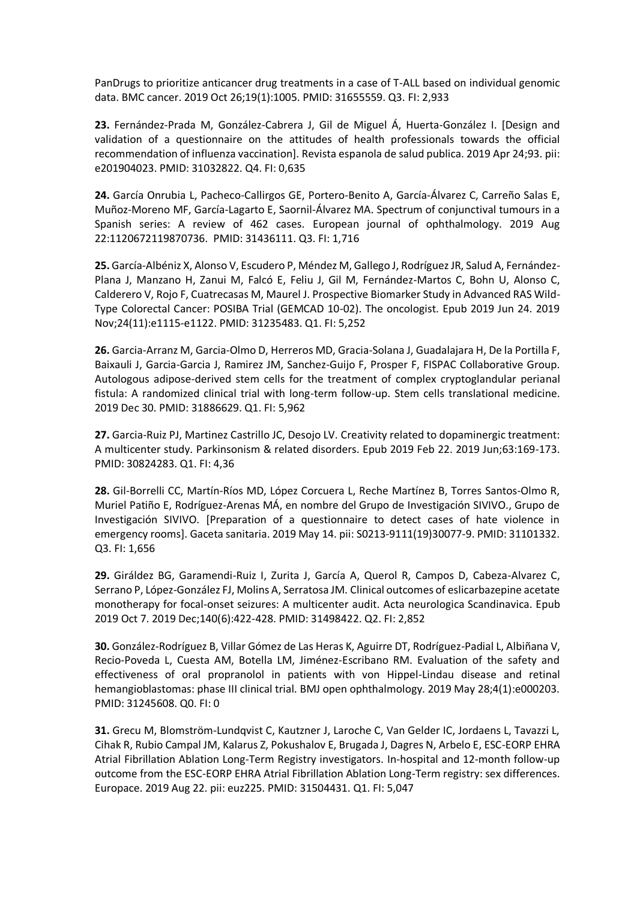PanDrugs to prioritize anticancer drug treatments in a case of T-ALL based on individual genomic data. BMC cancer. 2019 Oct 26;19(1):1005. PMID: 31655559. Q3. FI: 2,933

**23.** Fernández-Prada M, González-Cabrera J, Gil de Miguel Á, Huerta-González I. [Design and validation of a questionnaire on the attitudes of health professionals towards the official recommendation of influenza vaccination]. Revista espanola de salud publica. 2019 Apr 24;93. pii: e201904023. PMID: 31032822. Q4. FI: 0,635

**24.** García Onrubia L, Pacheco-Callirgos GE, Portero-Benito A, García-Álvarez C, Carreño Salas E, Muñoz-Moreno MF, García-Lagarto E, Saornil-Álvarez MA. Spectrum of conjunctival tumours in a Spanish series: A review of 462 cases. European journal of ophthalmology. 2019 Aug 22:1120672119870736. PMID: 31436111. Q3. FI: 1,716

**25.** García-Albéniz X, Alonso V, Escudero P, Méndez M, Gallego J, Rodríguez JR, Salud A, Fernández-Plana J, Manzano H, Zanui M, Falcó E, Feliu J, Gil M, Fernández-Martos C, Bohn U, Alonso C, Calderero V, Rojo F, Cuatrecasas M, Maurel J. Prospective Biomarker Study in Advanced RAS Wild-Type Colorectal Cancer: POSIBA Trial (GEMCAD 10-02). The oncologist. Epub 2019 Jun 24. 2019 Nov;24(11):e1115-e1122. PMID: 31235483. Q1. FI: 5,252

**26.** Garcia-Arranz M, Garcia-Olmo D, Herreros MD, Gracia-Solana J, Guadalajara H, De la Portilla F, Baixauli J, Garcia-Garcia J, Ramirez JM, Sanchez-Guijo F, Prosper F, FISPAC Collaborative Group. Autologous adipose-derived stem cells for the treatment of complex cryptoglandular perianal fistula: A randomized clinical trial with long-term follow-up. Stem cells translational medicine. 2019 Dec 30. PMID: 31886629. Q1. FI: 5,962

**27.** Garcia-Ruiz PJ, Martinez Castrillo JC, Desojo LV. Creativity related to dopaminergic treatment: A multicenter study. Parkinsonism & related disorders. Epub 2019 Feb 22. 2019 Jun;63:169-173. PMID: 30824283. Q1. FI: 4,36

**28.** Gil-Borrelli CC, Martín-Ríos MD, López Corcuera L, Reche Martínez B, Torres Santos-Olmo R, Muriel Patiño E, Rodríguez-Arenas MÁ, en nombre del Grupo de Investigación SIVIVO., Grupo de Investigación SIVIVO. [Preparation of a questionnaire to detect cases of hate violence in emergency rooms]. Gaceta sanitaria. 2019 May 14. pii: S0213-9111(19)30077-9. PMID: 31101332. Q3. FI: 1,656

**29.** Giráldez BG, Garamendi-Ruiz I, Zurita J, García A, Querol R, Campos D, Cabeza-Alvarez C, Serrano P, López-González FJ, Molins A, Serratosa JM. Clinical outcomes of eslicarbazepine acetate monotherapy for focal-onset seizures: A multicenter audit. Acta neurologica Scandinavica. Epub 2019 Oct 7. 2019 Dec;140(6):422-428. PMID: 31498422. Q2. FI: 2,852

**30.** González-Rodríguez B, Villar Gómez de Las Heras K, Aguirre DT, Rodríguez-Padial L, Albiñana V, Recio-Poveda L, Cuesta AM, Botella LM, Jiménez-Escribano RM. Evaluation of the safety and effectiveness of oral propranolol in patients with von Hippel-Lindau disease and retinal hemangioblastomas: phase III clinical trial. BMJ open ophthalmology. 2019 May 28;4(1):e000203. PMID: 31245608. Q0. FI: 0

**31.** Grecu M, Blomström-Lundqvist C, Kautzner J, Laroche C, Van Gelder IC, Jordaens L, Tavazzi L, Cihak R, Rubio Campal JM, Kalarus Z, Pokushalov E, Brugada J, Dagres N, Arbelo E, ESC-EORP EHRA Atrial Fibrillation Ablation Long-Term Registry investigators. In-hospital and 12-month follow-up outcome from the ESC-EORP EHRA Atrial Fibrillation Ablation Long-Term registry: sex differences. Europace. 2019 Aug 22. pii: euz225. PMID: 31504431. Q1. FI: 5,047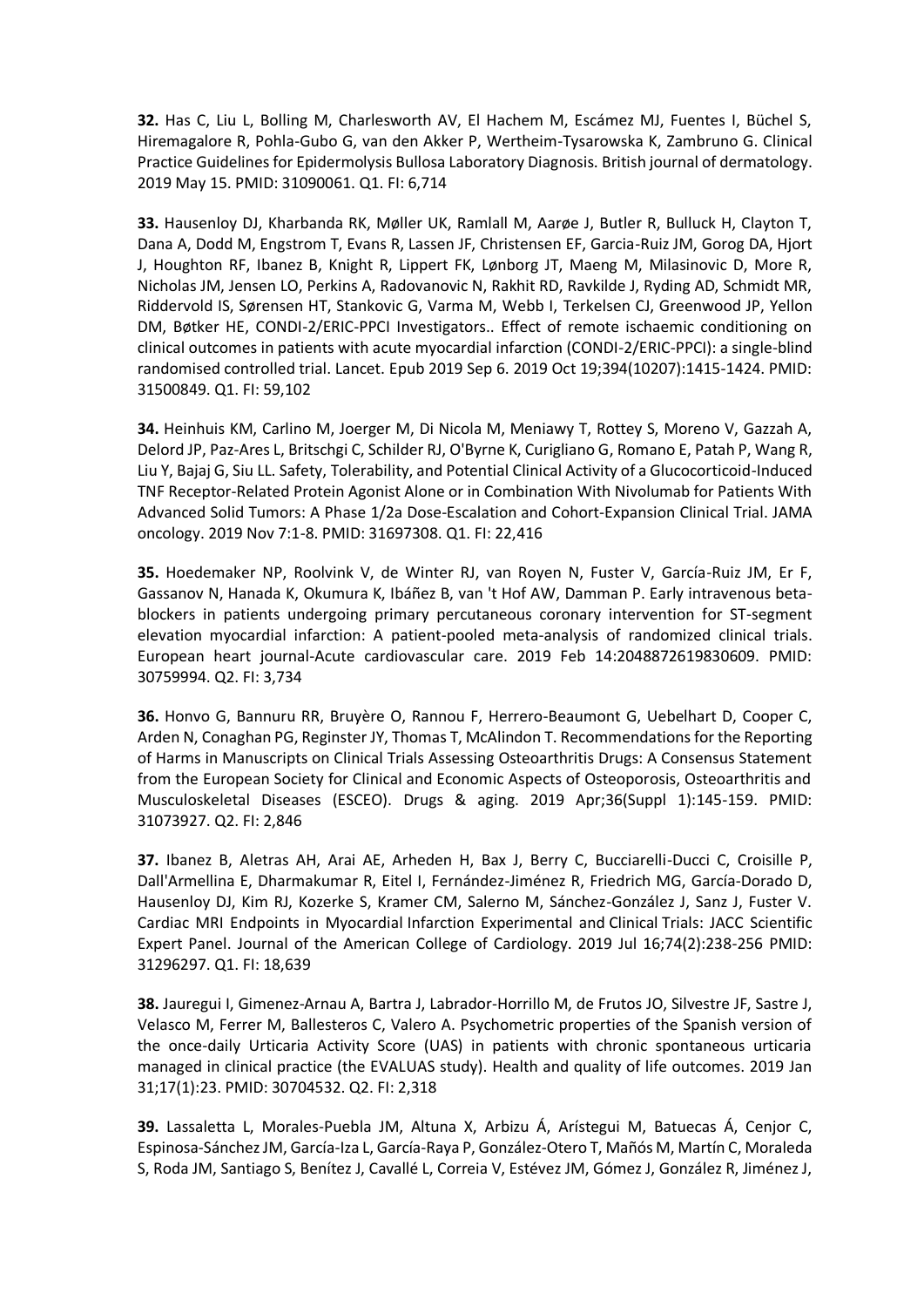**32.** Has C, Liu L, Bolling M, Charlesworth AV, El Hachem M, Escámez MJ, Fuentes I, Büchel S, Hiremagalore R, Pohla-Gubo G, van den Akker P, Wertheim-Tysarowska K, Zambruno G. Clinical Practice Guidelines for Epidermolysis Bullosa Laboratory Diagnosis. British journal of dermatology. 2019 May 15. PMID: 31090061. Q1. FI: 6,714

**33.** Hausenloy DJ, Kharbanda RK, Møller UK, Ramlall M, Aarøe J, Butler R, Bulluck H, Clayton T, Dana A, Dodd M, Engstrom T, Evans R, Lassen JF, Christensen EF, Garcia-Ruiz JM, Gorog DA, Hjort J, Houghton RF, Ibanez B, Knight R, Lippert FK, Lønborg JT, Maeng M, Milasinovic D, More R, Nicholas JM, Jensen LO, Perkins A, Radovanovic N, Rakhit RD, Ravkilde J, Ryding AD, Schmidt MR, Riddervold IS, Sørensen HT, Stankovic G, Varma M, Webb I, Terkelsen CJ, Greenwood JP, Yellon DM, Bøtker HE, CONDI-2/ERIC-PPCI Investigators.. Effect of remote ischaemic conditioning on clinical outcomes in patients with acute myocardial infarction (CONDI-2/ERIC-PPCI): a single-blind randomised controlled trial. Lancet. Epub 2019 Sep 6. 2019 Oct 19;394(10207):1415-1424. PMID: 31500849. Q1. FI: 59,102

**34.** Heinhuis KM, Carlino M, Joerger M, Di Nicola M, Meniawy T, Rottey S, Moreno V, Gazzah A, Delord JP, Paz-Ares L, Britschgi C, Schilder RJ, O'Byrne K, Curigliano G, Romano E, Patah P, Wang R, Liu Y, Bajaj G, Siu LL. Safety, Tolerability, and Potential Clinical Activity of a Glucocorticoid-Induced TNF Receptor-Related Protein Agonist Alone or in Combination With Nivolumab for Patients With Advanced Solid Tumors: A Phase 1/2a Dose-Escalation and Cohort-Expansion Clinical Trial. JAMA oncology. 2019 Nov 7:1-8. PMID: 31697308. Q1. FI: 22,416

**35.** Hoedemaker NP, Roolvink V, de Winter RJ, van Royen N, Fuster V, García-Ruiz JM, Er F, Gassanov N, Hanada K, Okumura K, Ibáñez B, van 't Hof AW, Damman P. Early intravenous beta-blockers in patients undergoing primary percutaneous coronary intervention for ST-segment elevation myocardial infarction: A patient-pooled meta-analysis of randomized clinical trials. European heart journal-Acute cardiovascular care. 2019 Feb 14:2048872619830609. PMID: 30759994. Q2. FI: 3,734

**36.** Honvo G, Bannuru RR, Bruyère O, Rannou F, Herrero-Beaumont G, Uebelhart D, Cooper C, Arden N, Conaghan PG, Reginster JY, Thomas T, McAlindon T. Recommendations for the Reporting of Harms in Manuscripts on Clinical Trials Assessing Osteoarthritis Drugs: A Consensus Statement from the European Society for Clinical and Economic Aspects of Osteoporosis, Osteoarthritis and Musculoskeletal Diseases (ESCEO). Drugs & aging. 2019 Apr;36(Suppl 1):145-159. PMID: 31073927. Q2. FI: 2,846

**37.** Ibanez B, Aletras AH, Arai AE, Arheden H, Bax J, Berry C, Bucciarelli-Ducci C, Croisille P, Dall'Armellina E, Dharmakumar R, Eitel I, Fernández-Jiménez R, Friedrich MG, García-Dorado D, Hausenloy DJ, Kim RJ, Kozerke S, Kramer CM, Salerno M, Sánchez-González J, Sanz J, Fuster V. Cardiac MRI Endpoints in Myocardial Infarction Experimental and Clinical Trials: JACC Scientific Expert Panel. Journal of the American College of Cardiology. 2019 Jul 16;74(2):238-256 PMID: 31296297. Q1. FI: 18,639

**38.** Jauregui I, Gimenez-Arnau A, Bartra J, Labrador-Horrillo M, de Frutos JO, Silvestre JF, Sastre J, Velasco M, Ferrer M, Ballesteros C, Valero A. Psychometric properties of the Spanish version of the once-daily Urticaria Activity Score (UAS) in patients with chronic spontaneous urticaria managed in clinical practice (the EVALUAS study). Health and quality of life outcomes. 2019 Jan 31;17(1):23. PMID: 30704532. Q2. FI: 2,318

**39.** Lassaletta L, Morales-Puebla JM, Altuna X, Arbizu Á, Arístegui M, Batuecas Á, Cenjor C, Espinosa-Sánchez JM, García-Iza L, García-Raya P, González-Otero T, Mañós M, Martín C, Moraleda S, Roda JM, Santiago S, Benítez J, Cavallé L, Correia V, Estévez JM, Gómez J, González R, Jiménez J,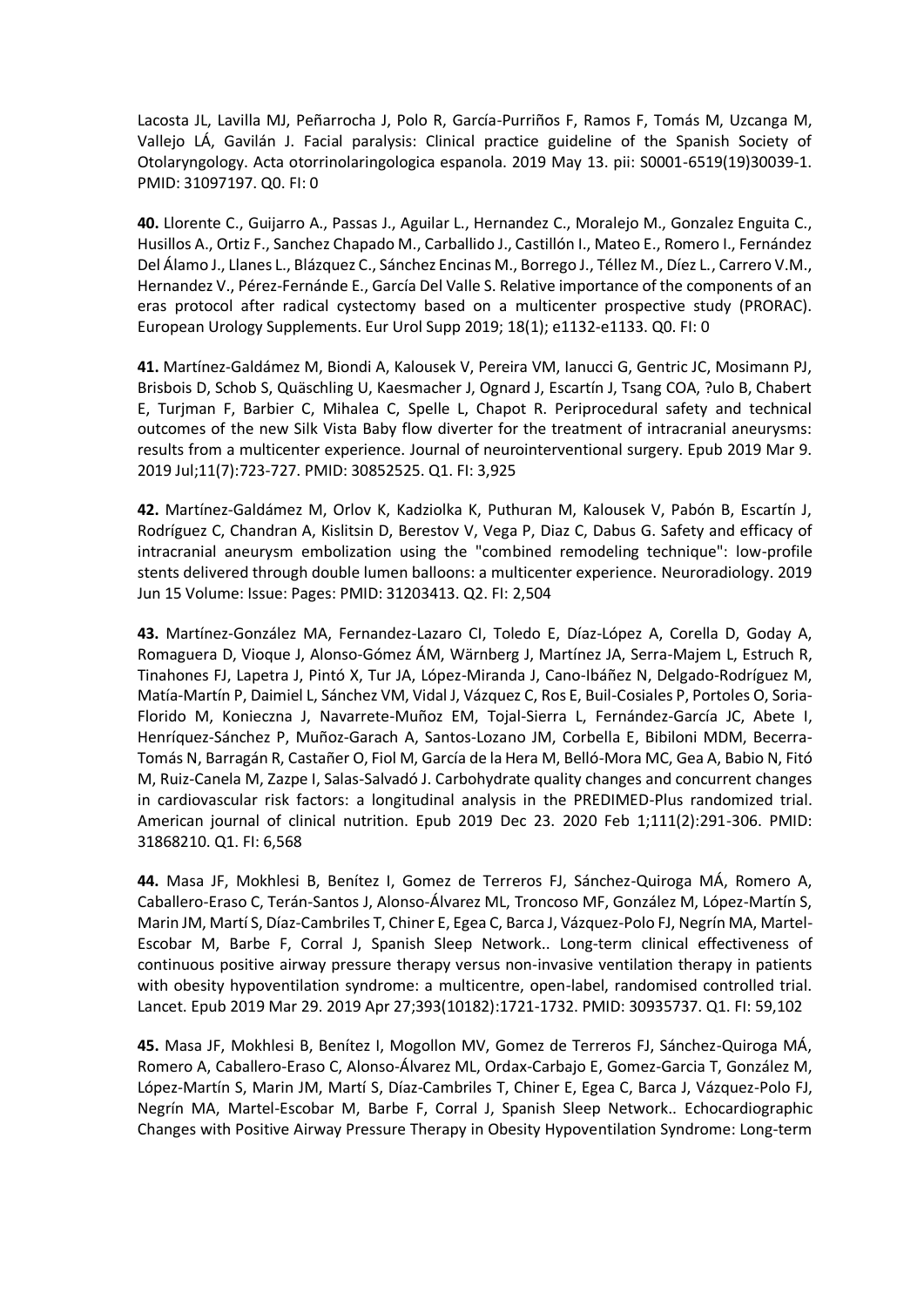Lacosta JL, Lavilla MJ, Peñarrocha J, Polo R, García-Purriños F, Ramos F, Tomás M, Uzcanga M, Vallejo LÁ, Gavilán J. Facial paralysis: Clinical practice guideline of the Spanish Society of Otolaryngology. Acta otorrinolaringologica espanola. 2019 May 13. pii: S0001-6519(19)30039-1. PMID: 31097197. Q0. FI: 0

**40.** Llorente C., Guijarro A., Passas J., Aguilar L., Hernandez C., Moralejo M., Gonzalez Enguita C., Husillos A., Ortiz F., Sanchez Chapado M., Carballido J., Castillón I., Mateo E., Romero I., Fernández Del Álamo J., Llanes L., Blázquez C., Sánchez Encinas M., Borrego J., Téllez M., Díez L., Carrero V.M., Hernandez V., Pérez-Fernánde E., García Del Valle S. Relative importance of the components of an eras protocol after radical cystectomy based on a multicenter prospective study (PRORAC). European Urology Supplements. Eur Urol Supp 2019; 18(1); e1132-e1133. Q0. FI: 0

**41.** Martínez-Galdámez M, Biondi A, Kalousek V, Pereira VM, Ianucci G, Gentric JC, Mosimann PJ, Brisbois D, Schob S, Quäschling U, Kaesmacher J, Ognard J, Escartín J, Tsang COA, ?ulo B, Chabert E, Turjman F, Barbier C, Mihalea C, Spelle L, Chapot R. Periprocedural safety and technical outcomes of the new Silk Vista Baby flow diverter for the treatment of intracranial aneurysms: results from a multicenter experience. Journal of neurointerventional surgery. Epub 2019 Mar 9. 2019 Jul;11(7):723-727. PMID: 30852525. Q1. FI: 3,925

**42.** Martínez-Galdámez M, Orlov K, Kadziolka K, Puthuran M, Kalousek V, Pabón B, Escartín J, Rodríguez C, Chandran A, Kislitsin D, Berestov V, Vega P, Diaz C, Dabus G. Safety and efficacy of intracranial aneurysm embolization using the "combined remodeling technique": low-profile stents delivered through double lumen balloons: a multicenter experience. Neuroradiology. 2019 Jun 15 Volume: Issue: Pages: PMID: 31203413. Q2. FI: 2,504

**43.** Martínez-González MA, Fernandez-Lazaro CI, Toledo E, Díaz-López A, Corella D, Goday A, Romaguera D, Vioque J, Alonso-Gómez ÁM, Wärnberg J, Martínez JA, Serra-Majem L, Estruch R, Tinahones FJ, Lapetra J, Pintó X, Tur JA, López-Miranda J, Cano-Ibáñez N, Delgado-Rodríguez M, Matía-Martín P, Daimiel L, Sánchez VM, Vidal J, Vázquez C, Ros E, Buil-Cosiales P, Portoles O, Soria-Florido M, Konieczna J, Navarrete-Muñoz EM, Tojal-Sierra L, Fernández-García JC, Abete I, Henríquez-Sánchez P, Muñoz-Garach A, Santos-Lozano JM, Corbella E, Bibiloni MDM, Becerra-Tomás N, Barragán R, Castañer O, Fiol M, García de la Hera M, Belló-Mora MC, Gea A, Babio N, Fitó M, Ruiz-Canela M, Zazpe I, Salas-Salvadó J. Carbohydrate quality changes and concurrent changes in cardiovascular risk factors: a longitudinal analysis in the PREDIMED-Plus randomized trial. American journal of clinical nutrition. Epub 2019 Dec 23. 2020 Feb 1;111(2):291-306. PMID: 31868210. Q1. FI: 6,568

**44.** Masa JF, Mokhlesi B, Benítez I, Gomez de Terreros FJ, Sánchez-Quiroga MÁ, Romero A, Caballero-Eraso C, Terán-Santos J, Alonso-Álvarez ML, Troncoso MF, González M, López-Martín S, Marin JM, Martí S, Díaz-Cambriles T, Chiner E, Egea C, Barca J, Vázquez-Polo FJ, Negrín MA, Martel-Escobar M, Barbe F, Corral J, Spanish Sleep Network.. Long-term clinical effectiveness of continuous positive airway pressure therapy versus non-invasive ventilation therapy in patients with obesity hypoventilation syndrome: a multicentre, open-label, randomised controlled trial. Lancet. Epub 2019 Mar 29. 2019 Apr 27;393(10182):1721-1732. PMID: 30935737. Q1. FI: 59,102

**45.** Masa JF, Mokhlesi B, Benítez I, Mogollon MV, Gomez de Terreros FJ, Sánchez-Quiroga MÁ, Romero A, Caballero-Eraso C, Alonso-Álvarez ML, Ordax-Carbajo E, Gomez-Garcia T, González M, López-Martín S, Marin JM, Martí S, Díaz-Cambriles T, Chiner E, Egea C, Barca J, Vázquez-Polo FJ, Negrín MA, Martel-Escobar M, Barbe F, Corral J, Spanish Sleep Network.. Echocardiographic Changes with Positive Airway Pressure Therapy in Obesity Hypoventilation Syndrome: Long-term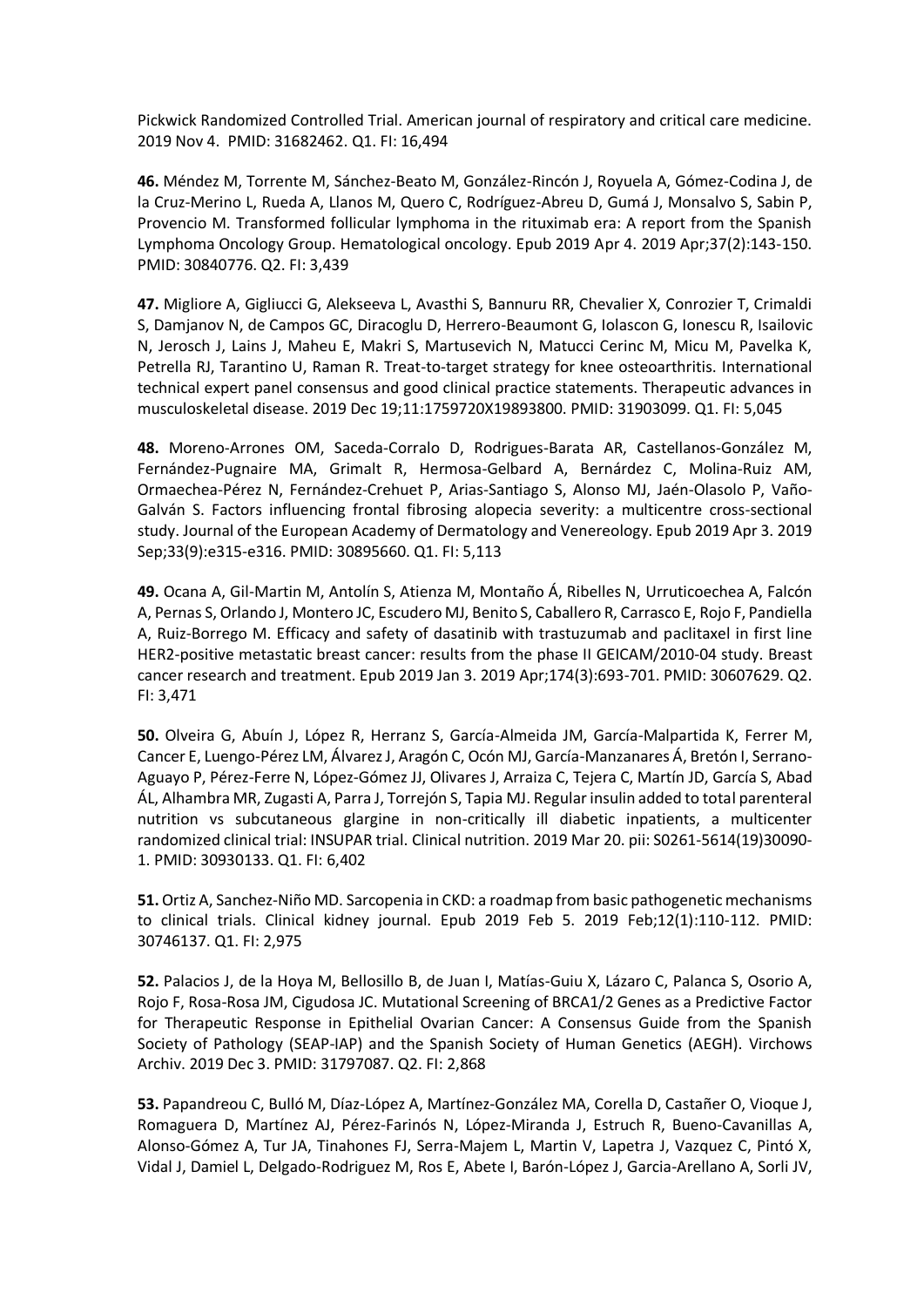Pickwick Randomized Controlled Trial. American journal of respiratory and critical care medicine. 2019 Nov 4. PMID: 31682462. Q1. FI: 16,494

**46.** Méndez M, Torrente M, Sánchez-Beato M, González-Rincón J, Royuela A, Gómez-Codina J, de la Cruz-Merino L, Rueda A, Llanos M, Quero C, Rodríguez-Abreu D, Gumá J, Monsalvo S, Sabin P, Provencio M. Transformed follicular lymphoma in the rituximab era: A report from the Spanish Lymphoma Oncology Group. Hematological oncology. Epub 2019 Apr 4. 2019 Apr;37(2):143-150. PMID: 30840776. Q2. FI: 3,439

**47.** Migliore A, Gigliucci G, Alekseeva L, Avasthi S, Bannuru RR, Chevalier X, Conrozier T, Crimaldi S, Damjanov N, de Campos GC, Diracoglu D, Herrero-Beaumont G, Iolascon G, Ionescu R, Isailovic N, Jerosch J, Lains J, Maheu E, Makri S, Martusevich N, Matucci Cerinc M, Micu M, Pavelka K, Petrella RJ, Tarantino U, Raman R. Treat-to-target strategy for knee osteoarthritis. International technical expert panel consensus and good clinical practice statements. Therapeutic advances in musculoskeletal disease. 2019 Dec 19;11:1759720X19893800. PMID: 31903099. Q1. FI: 5,045

**48.** Moreno-Arrones OM, Saceda-Corralo D, Rodrigues-Barata AR, Castellanos-González M, Fernández-Pugnaire MA, Grimalt R, Hermosa-Gelbard A, Bernárdez C, Molina-Ruiz AM, Ormaechea-Pérez N, Fernández-Crehuet P, Arias-Santiago S, Alonso MJ, Jaén-Olasolo P, Vaño-Galván S. Factors influencing frontal fibrosing alopecia severity: a multicentre cross-sectional study. Journal of the European Academy of Dermatology and Venereology. Epub 2019 Apr 3. 2019 Sep;33(9):e315-e316. PMID: 30895660. Q1. FI: 5,113

**49.** Ocana A, Gil-Martin M, Antolín S, Atienza M, Montaño Á, Ribelles N, Urruticoechea A, Falcón A, Pernas S, Orlando J, Montero JC, Escudero MJ, Benito S, Caballero R, Carrasco E, Rojo F, Pandiella A, Ruiz-Borrego M. Efficacy and safety of dasatinib with trastuzumab and paclitaxel in first line HER2-positive metastatic breast cancer: results from the phase II GEICAM/2010-04 study. Breast cancer research and treatment. Epub 2019 Jan 3. 2019 Apr;174(3):693-701. PMID: 30607629. Q2. FI: 3,471

**50.** Olveira G, Abuín J, López R, Herranz S, García-Almeida JM, García-Malpartida K, Ferrer M, Cancer E, Luengo-Pérez LM, Álvarez J, Aragón C, Ocón MJ, García-Manzanares Á, Bretón I, Serrano-Aguayo P, Pérez-Ferre N, López-Gómez JJ, Olivares J, Arraiza C, Tejera C, Martín JD, García S, Abad ÁL, Alhambra MR, Zugasti A, Parra J, Torrejón S, Tapia MJ. Regular insulin added to total parenteral nutrition vs subcutaneous glargine in non-critically ill diabetic inpatients, a multicenter randomized clinical trial: INSUPAR trial. Clinical nutrition. 2019 Mar 20. pii: S0261-5614(19)30090-1. PMID: 30930133. Q1. FI: 6,402

**51.** Ortiz A, Sanchez-Niño MD. Sarcopenia in CKD: a roadmap from basic pathogenetic mechanisms to clinical trials. Clinical kidney journal. Epub 2019 Feb 5. 2019 Feb;12(1):110-112. PMID: 30746137. Q1. FI: 2,975

**52.** Palacios J, de la Hoya M, Bellosillo B, de Juan I, Matías-Guiu X, Lázaro C, Palanca S, Osorio A, Rojo F, Rosa-Rosa JM, Cigudosa JC. Mutational Screening of BRCA1/2 Genes as a Predictive Factor for Therapeutic Response in Epithelial Ovarian Cancer: A Consensus Guide from the Spanish Society of Pathology (SEAP-IAP) and the Spanish Society of Human Genetics (AEGH). Virchows Archiv. 2019 Dec 3. PMID: 31797087. Q2. FI: 2,868

**53.** Papandreou C, Bulló M, Díaz-López A, Martínez-González MA, Corella D, Castañer O, Vioque J, Romaguera D, Martínez AJ, Pérez-Farinós N, López-Miranda J, Estruch R, Bueno-Cavanillas A, Alonso-Gómez A, Tur JA, Tinahones FJ, Serra-Majem L, Martin V, Lapetra J, Vazquez C, Pintó X, Vidal J, Damiel L, Delgado-Rodriguez M, Ros E, Abete I, Barón-López J, Garcia-Arellano A, Sorli JV,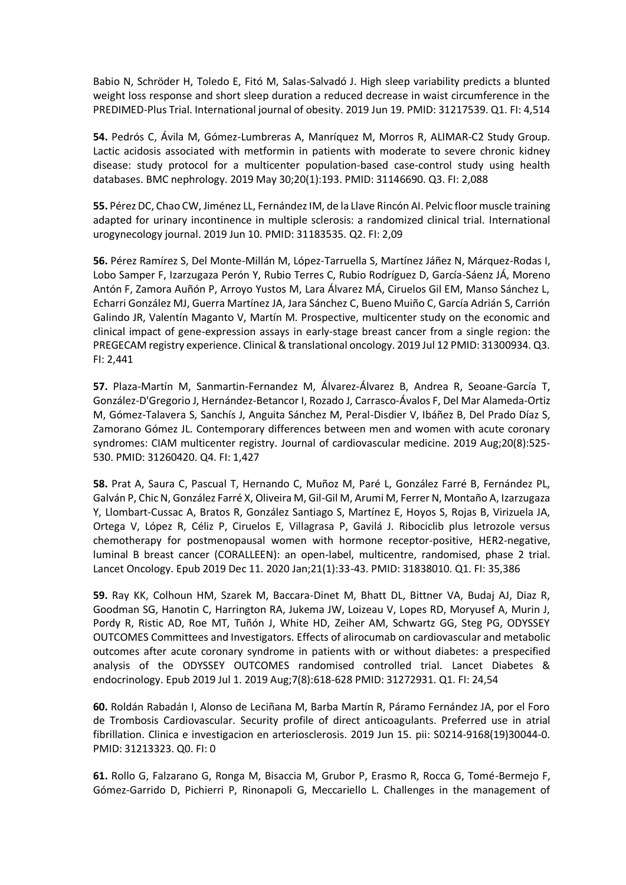Babio N, Schröder H, Toledo E, Fitó M, Salas-Salvadó J. High sleep variability predicts a blunted weight loss response and short sleep duration a reduced decrease in waist circumference in the PREDIMED-Plus Trial. International journal of obesity. 2019 Jun 19. PMID: 31217539. Q1. FI: 4,514

**54.** Pedrós C, Ávila M, Gómez-Lumbreras A, Manríquez M, Morros R, ALIMAR-C2 Study Group. Lactic acidosis associated with metformin in patients with moderate to severe chronic kidney disease: study protocol for a multicenter population-based case-control study using health databases. BMC nephrology. 2019 May 30;20(1):193. PMID: 31146690. Q3. FI: 2,088

**55.** Pérez DC, Chao CW, Jiménez LL, Fernández IM, de la Llave Rincón AI. Pelvic floor muscle training adapted for urinary incontinence in multiple sclerosis: a randomized clinical trial. International urogynecology journal. 2019 Jun 10. PMID: 31183535. Q2. FI: 2,09

**56.** Pérez Ramírez S, Del Monte-Millán M, López-Tarruella S, Martínez Jáñez N, Márquez-Rodas I, Lobo Samper F, Izarzugaza Perón Y, Rubio Terres C, Rubio Rodríguez D, García-Sáenz JÁ, Moreno Antón F, Zamora Auñón P, Arroyo Yustos M, Lara Álvarez MÁ, Ciruelos Gil EM, Manso Sánchez L, Echarri González MJ, Guerra Martínez JA, Jara Sánchez C, Bueno Muiño C, García Adrián S, Carrión Galindo JR, Valentín Maganto V, Martín M. Prospective, multicenter study on the economic and clinical impact of gene-expression assays in early-stage breast cancer from a single region: the PREGECAM registry experience. Clinical & translational oncology. 2019 Jul 12 PMID: 31300934. Q3. FI: 2,441

**57.** Plaza-Martín M, Sanmartin-Fernandez M, Álvarez-Álvarez B, Andrea R, Seoane-García T, González-D'Gregorio J, Hernández-Betancor I, Rozado J, Carrasco-Ávalos F, Del Mar Alameda-Ortiz M, Gómez-Talavera S, Sanchís J, Anguita Sánchez M, Peral-Disdier V, Ibáñez B, Del Prado Díaz S, Zamorano Gómez JL. Contemporary differences between men and women with acute coronary syndromes: CIAM multicenter registry. Journal of cardiovascular medicine. 2019 Aug;20(8):525-530. PMID: 31260420. Q4. FI: 1,427

**58.** Prat A, Saura C, Pascual T, Hernando C, Muñoz M, Paré L, González Farré B, Fernández PL, Galván P, Chic N, González Farré X, Oliveira M, Gil-Gil M, Arumi M, Ferrer N, Montaño A, Izarzugaza Y, Llombart-Cussac A, Bratos R, González Santiago S, Martínez E, Hoyos S, Rojas B, Virizuela JA, Ortega V, López R, Céliz P, Ciruelos E, Villagrasa P, Gavilá J. Ribociclib plus letrozole versus chemotherapy for postmenopausal women with hormone receptor-positive, HER2-negative, luminal B breast cancer (CORALLEEN): an open-label, multicentre, randomised, phase 2 trial. Lancet Oncology. Epub 2019 Dec 11. 2020 Jan;21(1):33-43. PMID: 31838010. Q1. FI: 35,386

**59.** Ray KK, Colhoun HM, Szarek M, Baccara-Dinet M, Bhatt DL, Bittner VA, Budaj AJ, Diaz R, Goodman SG, Hanotin C, Harrington RA, Jukema JW, Loizeau V, Lopes RD, Moryusef A, Murin J, Pordy R, Ristic AD, Roe MT, Tuñón J, White HD, Zeiher AM, Schwartz GG, Steg PG, ODYSSEY OUTCOMES Committees and Investigators. Effects of alirocumab on cardiovascular and metabolic outcomes after acute coronary syndrome in patients with or without diabetes: a prespecified analysis of the ODYSSEY OUTCOMES randomised controlled trial. Lancet Diabetes & endocrinology. Epub 2019 Jul 1. 2019 Aug;7(8):618-628 PMID: 31272931. Q1. FI: 24,54

**60.** Roldán Rabadán I, Alonso de Leciñana M, Barba Martín R, Páramo Fernández JA, por el Foro de Trombosis Cardiovascular. Security profile of direct anticoagulants. Preferred use in atrial fibrillation. Clinica e investigacion en arteriosclerosis. 2019 Jun 15. pii: S0214-9168(19)30044-0. PMID: 31213323. Q0. FI: 0

**61.** Rollo G, Falzarano G, Ronga M, Bisaccia M, Grubor P, Erasmo R, Rocca G, Tomé-Bermejo F, Gómez-Garrido D, Pichierri P, Rinonapoli G, Meccariello L. Challenges in the management of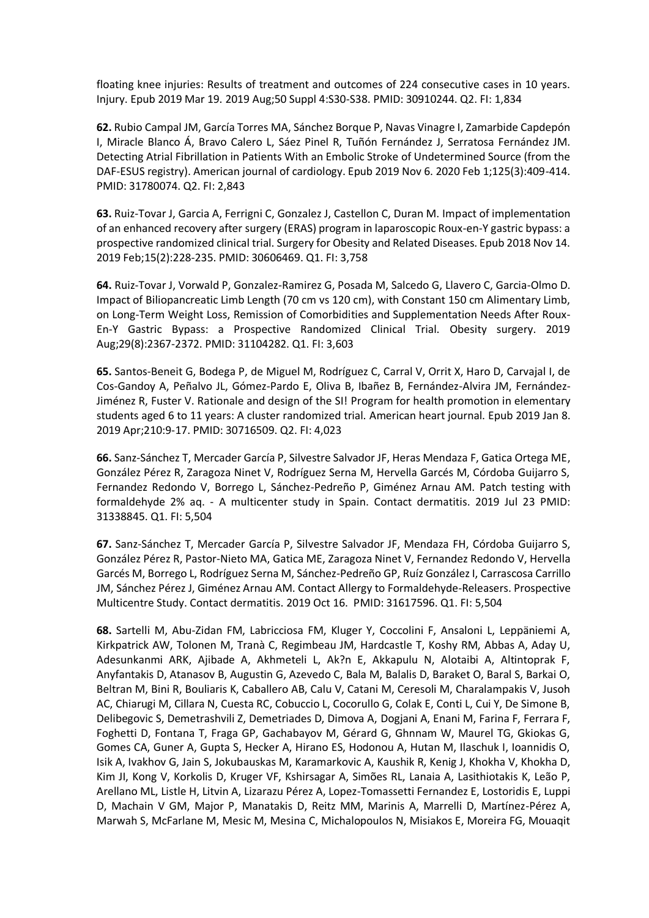floating knee injuries: Results of treatment and outcomes of 224 consecutive cases in 10 years. Injury. Epub 2019 Mar 19. 2019 Aug;50 Suppl 4:S30-S38. PMID: 30910244. Q2. FI: 1,834

**62.** Rubio Campal JM, García Torres MA, Sánchez Borque P, Navas Vinagre I, Zamarbide Capdepón I, Miracle Blanco Á, Bravo Calero L, Sáez Pinel R, Tuñón Fernández J, Serratosa Fernández JM. Detecting Atrial Fibrillation in Patients With an Embolic Stroke of Undetermined Source (from the DAF-ESUS registry). American journal of cardiology. Epub 2019 Nov 6. 2020 Feb 1;125(3):409-414. PMID: 31780074. Q2. FI: 2,843

**63.** Ruiz-Tovar J, Garcia A, Ferrigni C, Gonzalez J, Castellon C, Duran M. Impact of implementation of an enhanced recovery after surgery (ERAS) program in laparoscopic Roux-en-Y gastric bypass: a prospective randomized clinical trial. Surgery for Obesity and Related Diseases. Epub 2018 Nov 14. 2019 Feb;15(2):228-235. PMID: 30606469. Q1. FI: 3,758

**64.** Ruiz-Tovar J, Vorwald P, Gonzalez-Ramirez G, Posada M, Salcedo G, Llavero C, Garcia-Olmo D. Impact of Biliopancreatic Limb Length (70 cm vs 120 cm), with Constant 150 cm Alimentary Limb, on Long-Term Weight Loss, Remission of Comorbidities and Supplementation Needs After Roux-En-Y Gastric Bypass: a Prospective Randomized Clinical Trial. Obesity surgery. 2019 Aug;29(8):2367-2372. PMID: 31104282. Q1. FI: 3,603

**65.** Santos-Beneit G, Bodega P, de Miguel M, Rodríguez C, Carral V, Orrit X, Haro D, Carvajal I, de Cos-Gandoy A, Peñalvo JL, Gómez-Pardo E, Oliva B, Ibañez B, Fernández-Alvira JM, Fernández-Jiménez R, Fuster V. Rationale and design of the SI! Program for health promotion in elementary students aged 6 to 11 years: A cluster randomized trial. American heart journal. Epub 2019 Jan 8. 2019 Apr;210:9-17. PMID: 30716509. Q2. FI: 4,023

**66.** Sanz-Sánchez T, Mercader García P, Silvestre Salvador JF, Heras Mendaza F, Gatica Ortega ME, González Pérez R, Zaragoza Ninet V, Rodríguez Serna M, Hervella Garcés M, Córdoba Guijarro S, Fernandez Redondo V, Borrego L, Sánchez-Pedreño P, Giménez Arnau AM. Patch testing with formaldehyde 2% aq. - A multicenter study in Spain. Contact dermatitis. 2019 Jul 23 PMID: 31338845. Q1. FI: 5,504

**67.** Sanz-Sánchez T, Mercader García P, Silvestre Salvador JF, Mendaza FH, Córdoba Guijarro S, González Pérez R, Pastor-Nieto MA, Gatica ME, Zaragoza Ninet V, Fernandez Redondo V, Hervella Garcés M, Borrego L, Rodríguez Serna M, Sánchez-Pedreño GP, Ruíz González I, Carrascosa Carrillo JM, Sánchez Pérez J, Giménez Arnau AM. Contact Allergy to Formaldehyde-Releasers. Prospective Multicentre Study. Contact dermatitis. 2019 Oct 16. PMID: 31617596. Q1. FI: 5,504

**68.** Sartelli M, Abu-Zidan FM, Labricciosa FM, Kluger Y, Coccolini F, Ansaloni L, Leppäniemi A, Kirkpatrick AW, Tolonen M, Tranà C, Regimbeau JM, Hardcastle T, Koshy RM, Abbas A, Aday U, Adesunkanmi ARK, Ajibade A, Akhmeteli L, Ak?n E, Akkapulu N, Alotaibi A, Altintoprak F, Anyfantakis D, Atanasov B, Augustin G, Azevedo C, Bala M, Balalis D, Baraket O, Baral S, Barkai O, Beltran M, Bini R, Bouliaris K, Caballero AB, Calu V, Catani M, Ceresoli M, Charalampakis V, Jusoh AC, Chiarugi M, Cillara N, Cuesta RC, Cobuccio L, Cocorullo G, Colak E, Conti L, Cui Y, De Simone B, Delibegovic S, Demetrashvili Z, Demetriades D, Dimova A, Dogjani A, Enani M, Farina F, Ferrara F, Foghetti D, Fontana T, Fraga GP, Gachabayov M, Gérard G, Ghnnam W, Maurel TG, Gkiokas G, Gomes CA, Guner A, Gupta S, Hecker A, Hirano ES, Hodonou A, Hutan M, Ilaschuk I, Ioannidis O, Isik A, Ivakhov G, Jain S, Jokubauskas M, Karamarkovic A, Kaushik R, Kenig J, Khokha V, Khokha D, Kim JI, Kong V, Korkolis D, Kruger VF, Kshirsagar A, Simões RL, Lanaia A, Lasithiotakis K, Leão P, Arellano ML, Listle H, Litvin A, Lizarazu Pérez A, Lopez-Tomassetti Fernandez E, Lostoridis E, Luppi D, Machain V GM, Major P, Manatakis D, Reitz MM, Marinis A, Marrelli D, Martínez-Pérez A, Marwah S, McFarlane M, Mesic M, Mesina C, Michalopoulos N, Misiakos E, Moreira FG, Mouaqit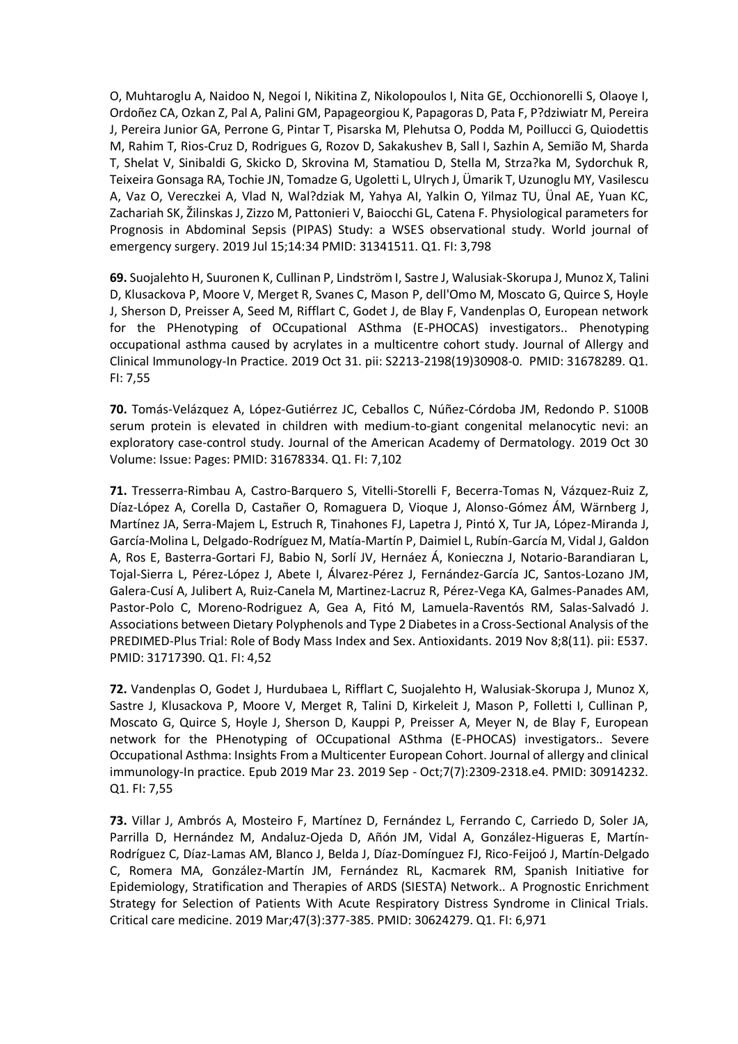O, Muhtaroglu A, Naidoo N, Negoi I, Nikitina Z, Nikolopoulos I, Nita GE, Occhionorelli S, Olaoye I, Ordoñez CA, Ozkan Z, Pal A, Palini GM, Papageorgiou K, Papagoras D, Pata F, P?dziwiatr M, Pereira J, Pereira Junior GA, Perrone G, Pintar T, Pisarska M, Plehutsa O, Podda M, Poillucci G, Quiodettis M, Rahim T, Rios-Cruz D, Rodrigues G, Rozov D, Sakakushev B, Sall I, Sazhin A, Semião M, Sharda T, Shelat V, Sinibaldi G, Skicko D, Skrovina M, Stamatiou D, Stella M, Strza?ka M, Sydorchuk R, Teixeira Gonsaga RA, Tochie JN, Tomadze G, Ugoletti L, Ulrych J, Ümarik T, Uzunoglu MY, Vasilescu A, Vaz O, Vereczkei A, Vlad N, Wal?dziak M, Yahya AI, Yalkin O, Yilmaz TU, Ünal AE, Yuan KC, Zachariah SK, Žilinskas J, Zizzo M, Pattonieri V, Baiocchi GL, Catena F. Physiological parameters for Prognosis in Abdominal Sepsis (PIPAS) Study: a WSES observational study. World journal of emergency surgery. 2019 Jul 15;14:34 PMID: 31341511. Q1. FI: 3,798

**69.** Suojalehto H, Suuronen K, Cullinan P, Lindström I, Sastre J, Walusiak-Skorupa J, Munoz X, Talini D, Klusackova P, Moore V, Merget R, Svanes C, Mason P, dell'Omo M, Moscato G, Quirce S, Hoyle J, Sherson D, Preisser A, Seed M, Rifflart C, Godet J, de Blay F, Vandenplas O, European network for the PHenotyping of OCcupational ASthma (E-PHOCAS) investigators.. Phenotyping occupational asthma caused by acrylates in a multicentre cohort study. Journal of Allergy and Clinical Immunology-In Practice. 2019 Oct 31. pii: S2213-2198(19)30908-0. PMID: 31678289. Q1. FI: 7,55

**70.** Tomás-Velázquez A, López-Gutiérrez JC, Ceballos C, Núñez-Córdoba JM, Redondo P. S100B serum protein is elevated in children with medium-to-giant congenital melanocytic nevi: an exploratory case-control study. Journal of the American Academy of Dermatology. 2019 Oct 30 Volume: Issue: Pages: PMID: 31678334. Q1. FI: 7,102

**71.** Tresserra-Rimbau A, Castro-Barquero S, Vitelli-Storelli F, Becerra-Tomas N, Vázquez-Ruiz Z, Díaz-López A, Corella D, Castañer O, Romaguera D, Vioque J, Alonso-Gómez ÁM, Wärnberg J, Martínez JA, Serra-Majem L, Estruch R, Tinahones FJ, Lapetra J, Pintó X, Tur JA, López-Miranda J, García-Molina L, Delgado-Rodríguez M, Matía-Martín P, Daimiel L, Rubín-García M, Vidal J, Galdon A, Ros E, Basterra-Gortari FJ, Babio N, Sorlí JV, Hernáez Á, Konieczna J, Notario-Barandiaran L, Tojal-Sierra L, Pérez-López J, Abete I, Álvarez-Pérez J, Fernández-García JC, Santos-Lozano JM, Galera-Cusí A, Julibert A, Ruiz-Canela M, Martinez-Lacruz R, Pérez-Vega KA, Galmes-Panades AM, Pastor-Polo C, Moreno-Rodriguez A, Gea A, Fitó M, Lamuela-Raventós RM, Salas-Salvadó J. Associations between Dietary Polyphenols and Type 2 Diabetes in a Cross-Sectional Analysis of the PREDIMED-Plus Trial: Role of Body Mass Index and Sex. Antioxidants. 2019 Nov 8;8(11). pii: E537. PMID: 31717390. Q1. FI: 4,52

**72.** Vandenplas O, Godet J, Hurdubaea L, Rifflart C, Suojalehto H, Walusiak-Skorupa J, Munoz X, Sastre J, Klusackova P, Moore V, Merget R, Talini D, Kirkeleit J, Mason P, Folletti I, Cullinan P, Moscato G, Quirce S, Hoyle J, Sherson D, Kauppi P, Preisser A, Meyer N, de Blay F, European network for the PHenotyping of OCcupational ASthma (E-PHOCAS) investigators.. Severe Occupational Asthma: Insights From a Multicenter European Cohort. Journal of allergy and clinical immunology-In practice. Epub 2019 Mar 23. 2019 Sep - Oct;7(7):2309-2318.e4. PMID: 30914232. Q1. FI: 7,55

**73.** Villar J, Ambrós A, Mosteiro F, Martínez D, Fernández L, Ferrando C, Carriedo D, Soler JA, Parrilla D, Hernández M, Andaluz-Ojeda D, Añón JM, Vidal A, González-Higueras E, Martín-Rodríguez C, Díaz-Lamas AM, Blanco J, Belda J, Díaz-Domínguez FJ, Rico-Feijoó J, Martín-Delgado C, Romera MA, González-Martín JM, Fernández RL, Kacmarek RM, Spanish Initiative for Epidemiology, Stratification and Therapies of ARDS (SIESTA) Network.. A Prognostic Enrichment Strategy for Selection of Patients With Acute Respiratory Distress Syndrome in Clinical Trials. Critical care medicine. 2019 Mar;47(3):377-385. PMID: 30624279. Q1. FI: 6,971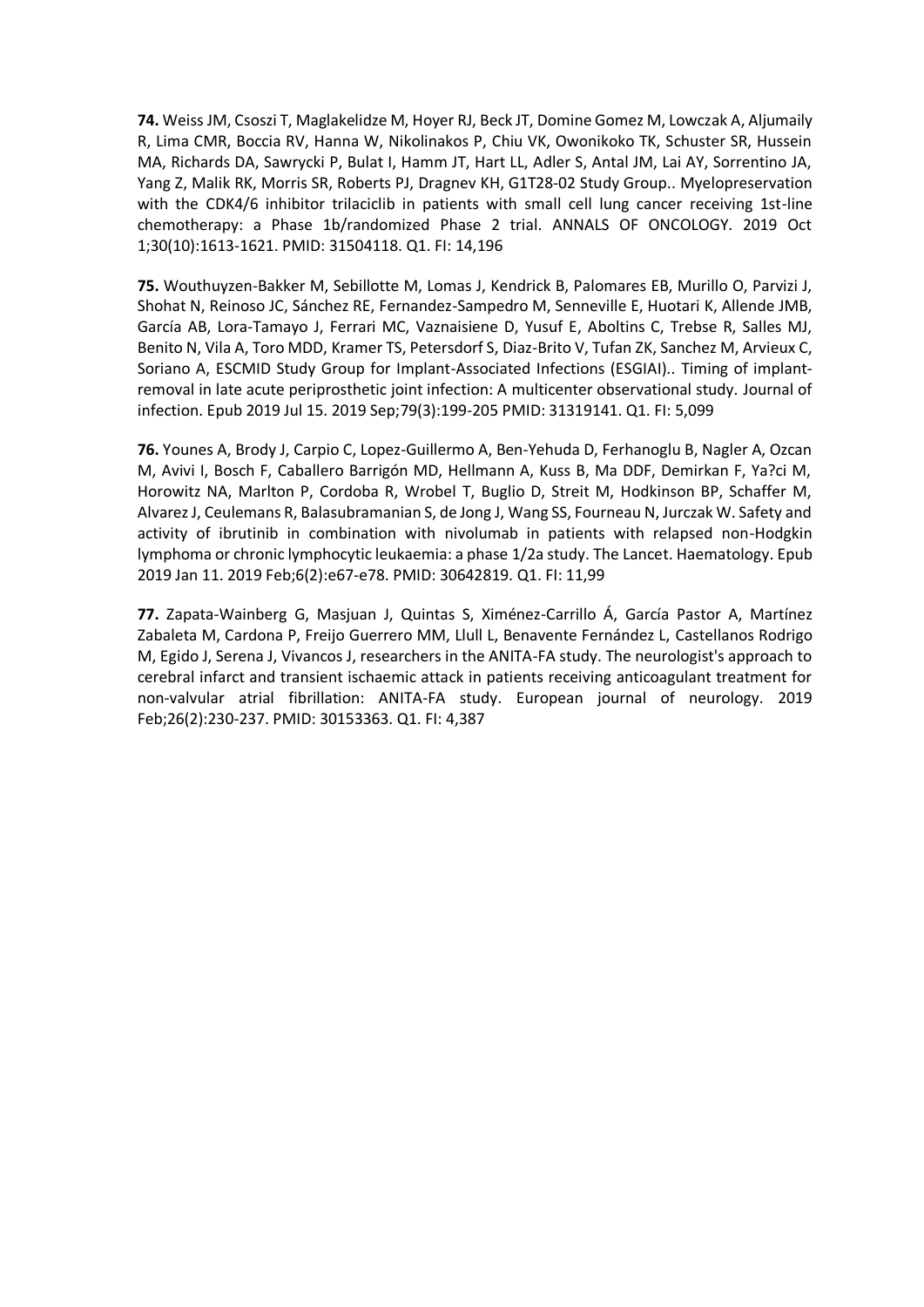**74.** Weiss JM, Csoszi T, Maglakelidze M, Hoyer RJ, Beck JT, Domine Gomez M, Lowczak A, Aljumaily R, Lima CMR, Boccia RV, Hanna W, Nikolinakos P, Chiu VK, Owonikoko TK, Schuster SR, Hussein MA, Richards DA, Sawrycki P, Bulat I, Hamm JT, Hart LL, Adler S, Antal JM, Lai AY, Sorrentino JA, Yang Z, Malik RK, Morris SR, Roberts PJ, Dragnev KH, G1T28-02 Study Group.. Myelopreservation with the CDK4/6 inhibitor trilaciclib in patients with small cell lung cancer receiving 1st-line chemotherapy: a Phase 1b/randomized Phase 2 trial. ANNALS OF ONCOLOGY. 2019 Oct 1;30(10):1613-1621. PMID: 31504118. Q1. FI: 14,196

**75.** Wouthuyzen-Bakker M, Sebillotte M, Lomas J, Kendrick B, Palomares EB, Murillo O, Parvizi J, Shohat N, Reinoso JC, Sánchez RE, Fernandez-Sampedro M, Senneville E, Huotari K, Allende JMB, García AB, Lora-Tamayo J, Ferrari MC, Vaznaisiene D, Yusuf E, Aboltins C, Trebse R, Salles MJ, Benito N, Vila A, Toro MDD, Kramer TS, Petersdorf S, Diaz-Brito V, Tufan ZK, Sanchez M, Arvieux C, Soriano A, ESCMID Study Group for Implant-Associated Infections (ESGIAI).. Timing of implant-removal in late acute periprosthetic joint infection: A multicenter observational study. Journal of infection. Epub 2019 Jul 15. 2019 Sep;79(3):199-205 PMID: 31319141. Q1. FI: 5,099

**76.** Younes A, Brody J, Carpio C, Lopez-Guillermo A, Ben-Yehuda D, Ferhanoglu B, Nagler A, Ozcan M, Avivi I, Bosch F, Caballero Barrigón MD, Hellmann A, Kuss B, Ma DDF, Demirkan F, Ya?ci M, Horowitz NA, Marlton P, Cordoba R, Wrobel T, Buglio D, Streit M, Hodkinson BP, Schaffer M, Alvarez J, Ceulemans R, Balasubramanian S, de Jong J, Wang SS, Fourneau N, Jurczak W. Safety and activity of ibrutinib in combination with nivolumab in patients with relapsed non-Hodgkin lymphoma or chronic lymphocytic leukaemia: a phase 1/2a study. The Lancet. Haematology. Epub 2019 Jan 11. 2019 Feb;6(2):e67-e78. PMID: 30642819. Q1. FI: 11,99

**77.** Zapata-Wainberg G, Masjuan J, Quintas S, Ximénez-Carrillo Á, García Pastor A, Martínez Zabaleta M, Cardona P, Freijo Guerrero MM, Llull L, Benavente Fernández L, Castellanos Rodrigo M, Egido J, Serena J, Vivancos J, researchers in the ANITA-FA study. The neurologist's approach to cerebral infarct and transient ischaemic attack in patients receiving anticoagulant treatment for non-valvular atrial fibrillation: ANITA-FA study. European journal of neurology. 2019 Feb;26(2):230-237. PMID: 30153363. Q1. FI: 4,387